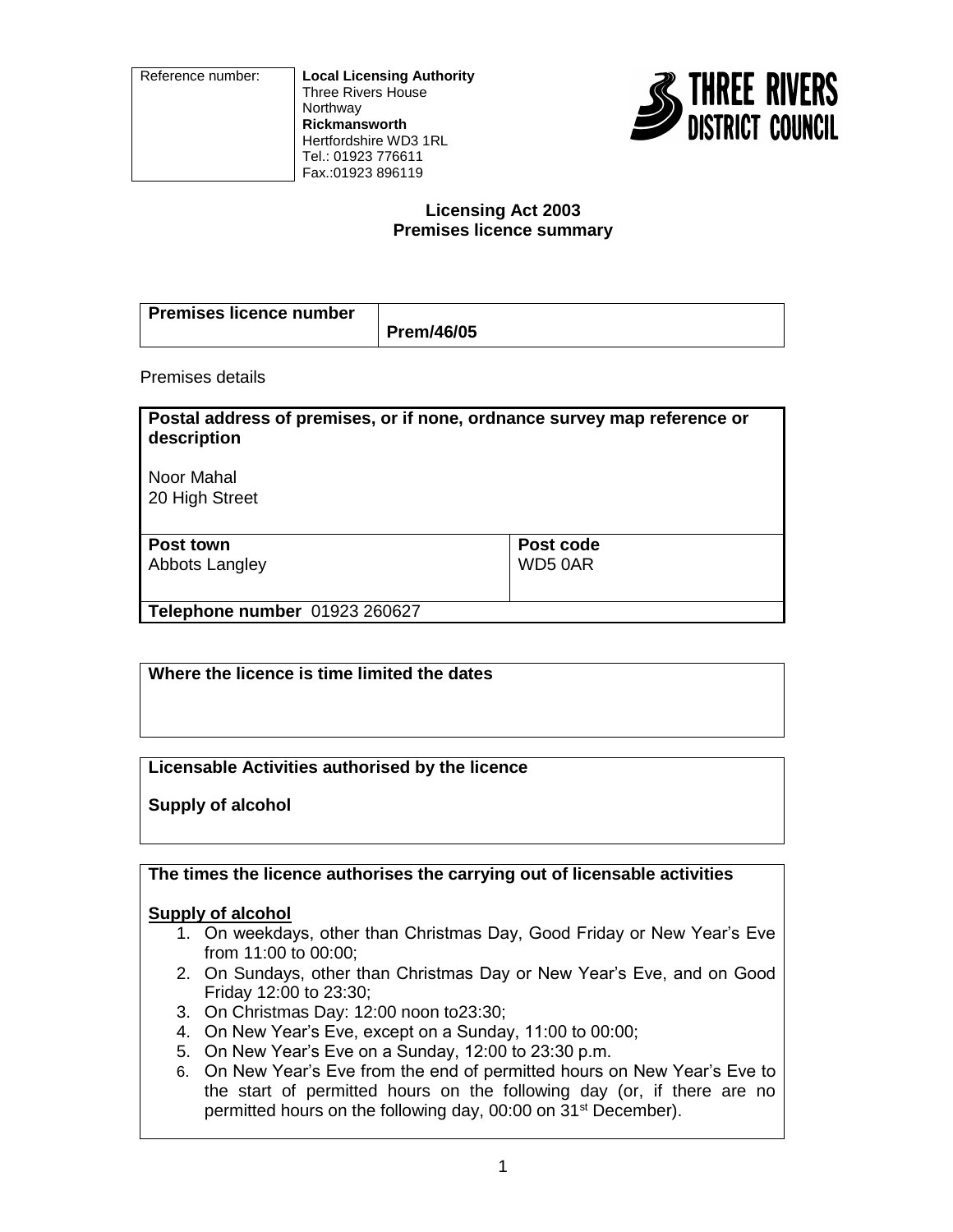| Reference number: | **Local Licensing Authority**<br>Three Rivers House<br>Northway<br>**Rickmansworth**<br>Hertfordshire WD3 1RL<br>Tel.: 01923 776611<br>Fax.:01923 896119 |
|---|---|

**THREE RIVERS DISTRICT COUNCIL**

**Licensing Act 2003**
**Premises licence summary**

| **Premises licence number** | **Prem/46/05** |
|---|---|

Premises details

| **Postal address of premises, or if none, ordnance survey map reference or description** | |
|---|---|
| Noor Mahal<br>20 High Street | |
| **Post town**<br>Abbots Langley | **Post code**<br>WD5 0AR |
| **Telephone number** 01923 260627 | |

**Where the licence is time limited the dates**

**Licensable Activities authorised by the licence**

**Supply of alcohol**

**The times the licence authorises the carrying out of licensable activities**

**Supply of alcohol**

1. On weekdays, other than Christmas Day, Good Friday or New Year's Eve from 11:00 to 00:00;
2. On Sundays, other than Christmas Day or New Year's Eve, and on Good Friday 12:00 to 23:30;
3. On Christmas Day: 12:00 noon to23:30;
4. On New Year's Eve, except on a Sunday, 11:00 to 00:00;
5. On New Year's Eve on a Sunday, 12:00 to 23:30 p.m.
6. On New Year's Eve from the end of permitted hours on New Year's Eve to the start of permitted hours on the following day (or, if there are no permitted hours on the following day, 00:00 on 31st December).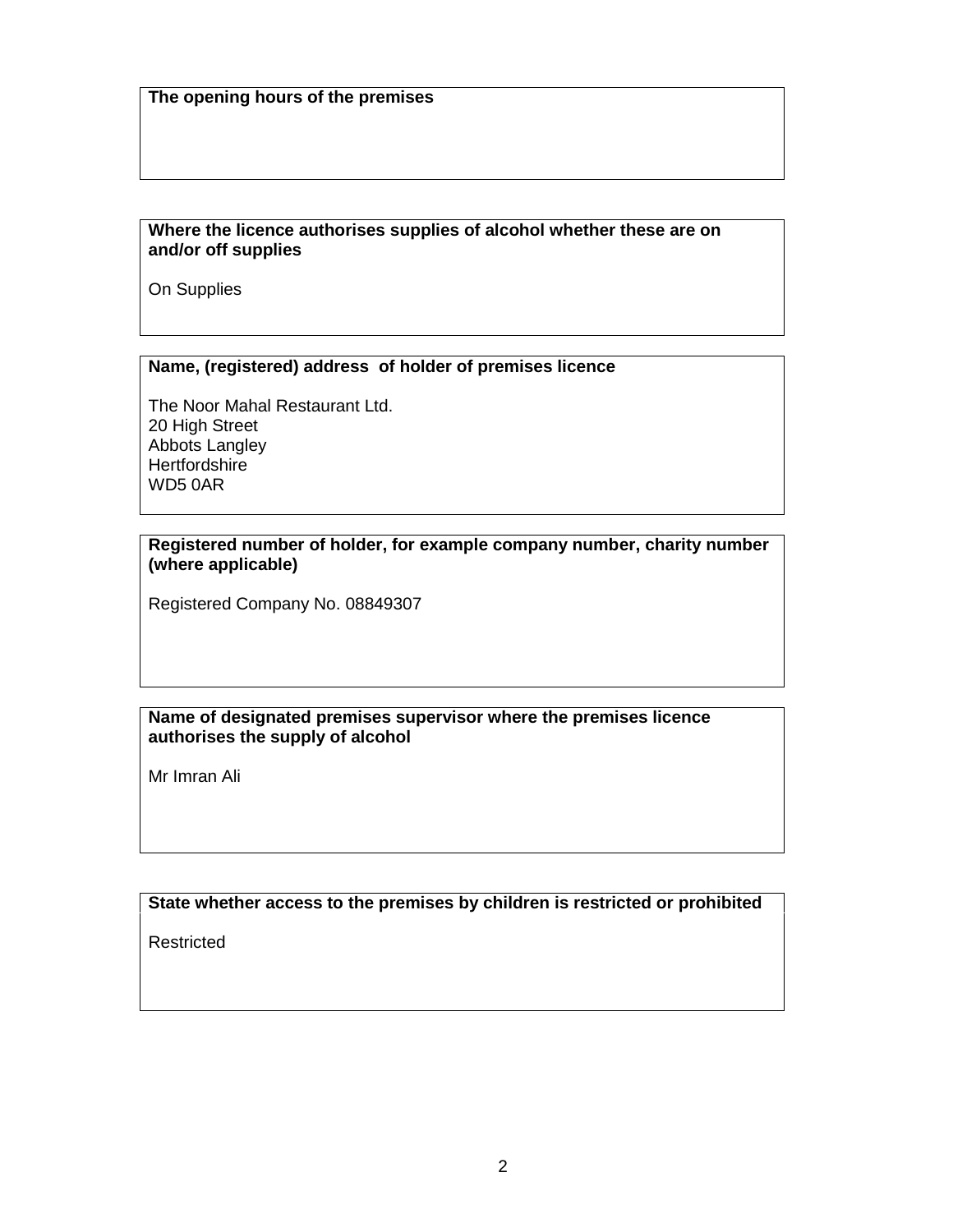**The opening hours of the premises**

**Where the licence authorises supplies of alcohol whether these are on and/or off supplies**

On Supplies

**Name, (registered) address of holder of premises licence**

The Noor Mahal Restaurant Ltd.
20 High Street
Abbots Langley
Hertfordshire
WD5 0AR

**Registered number of holder, for example company number, charity number (where applicable)**

Registered Company No. 08849307

**Name of designated premises supervisor where the premises licence authorises the supply of alcohol**

Mr Imran Ali

**State whether access to the premises by children is restricted or prohibited**

Restricted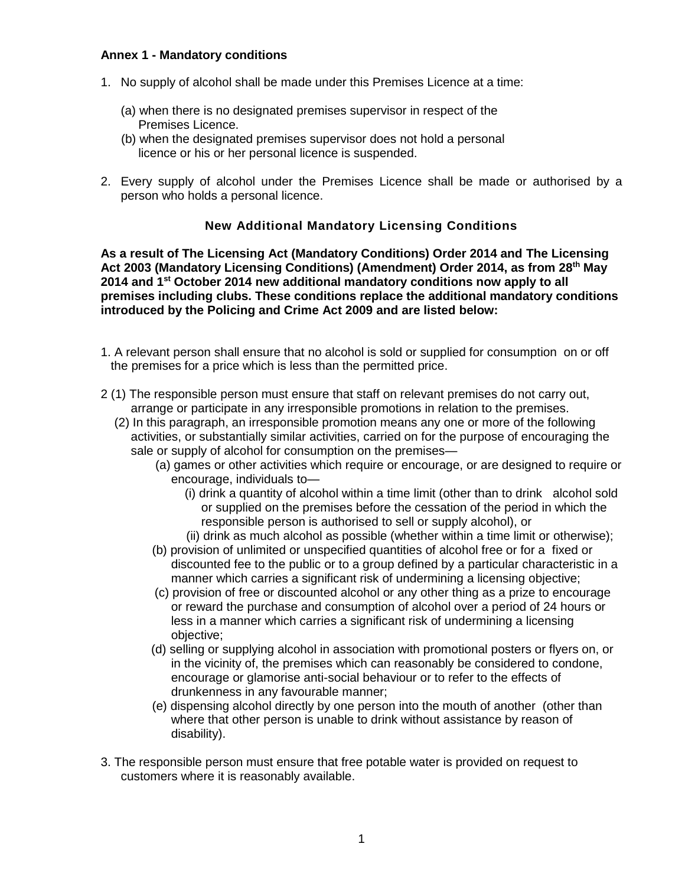**Annex 1 - Mandatory conditions**

1. No supply of alcohol shall be made under this Premises Licence at a time:

   (a) when there is no designated premises supervisor in respect of the Premises Licence.
   (b) when the designated premises supervisor does not hold a personal licence or his or her personal licence is suspended.

2. Every supply of alcohol under the Premises Licence shall be made or authorised by a person who holds a personal licence.

## New Additional Mandatory Licensing Conditions

**As a result of The Licensing Act (Mandatory Conditions) Order 2014 and The Licensing Act 2003 (Mandatory Licensing Conditions) (Amendment) Order 2014, as from 28th May 2014 and 1st October 2014 new additional mandatory conditions now apply to all premises including clubs. These conditions replace the additional mandatory conditions introduced by the Policing and Crime Act 2009 and are listed below:**

1. A relevant person shall ensure that no alcohol is sold or supplied for consumption on or off the premises for a price which is less than the permitted price.

2 (1) The responsible person must ensure that staff on relevant premises do not carry out, arrange or participate in any irresponsible promotions in relation to the premises.

   (2) In this paragraph, an irresponsible promotion means any one or more of the following activities, or substantially similar activities, carried on for the purpose of encouraging the sale or supply of alcohol for consumption on the premises—

   (a) games or other activities which require or encourage, or are designed to require or encourage, individuals to—

      (i) drink a quantity of alcohol within a time limit (other than to drink alcohol sold or supplied on the premises before the cessation of the period in which the responsible person is authorised to sell or supply alcohol), or

      (ii) drink as much alcohol as possible (whether within a time limit or otherwise);

   (b) provision of unlimited or unspecified quantities of alcohol free or for a fixed or discounted fee to the public or to a group defined by a particular characteristic in a manner which carries a significant risk of undermining a licensing objective;

   (c) provision of free or discounted alcohol or any other thing as a prize to encourage or reward the purchase and consumption of alcohol over a period of 24 hours or less in a manner which carries a significant risk of undermining a licensing objective;

   (d) selling or supplying alcohol in association with promotional posters or flyers on, or in the vicinity of, the premises which can reasonably be considered to condone, encourage or glamorise anti-social behaviour or to refer to the effects of drunkenness in any favourable manner;

   (e) dispensing alcohol directly by one person into the mouth of another (other than where that other person is unable to drink without assistance by reason of disability).

3. The responsible person must ensure that free potable water is provided on request to customers where it is reasonably available.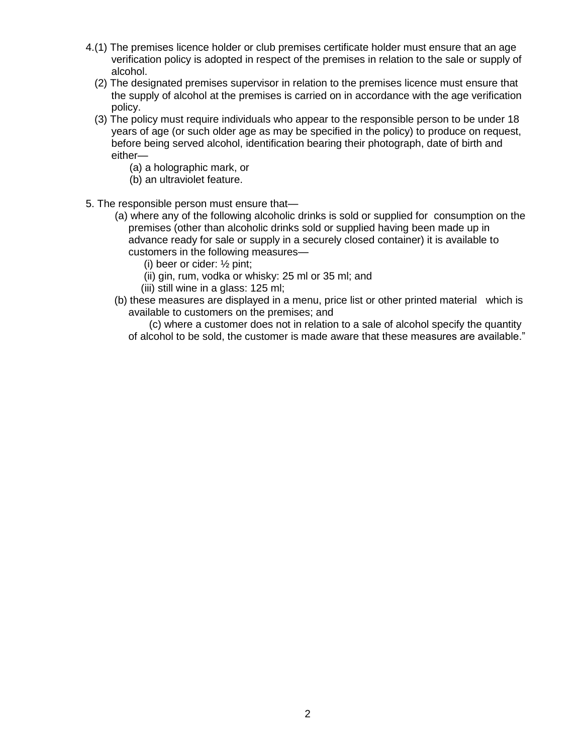4.(1) The premises licence holder or club premises certificate holder must ensure that an age verification policy is adopted in respect of the premises in relation to the sale or supply of alcohol.

(2) The designated premises supervisor in relation to the premises licence must ensure that the supply of alcohol at the premises is carried on in accordance with the age verification policy.

(3) The policy must require individuals who appear to the responsible person to be under 18 years of age (or such older age as may be specified in the policy) to produce on request, before being served alcohol, identification bearing their photograph, date of birth and either—

(a) a holographic mark, or

(b) an ultraviolet feature.

5. The responsible person must ensure that—

(a) where any of the following alcoholic drinks is sold or supplied for consumption on the premises (other than alcoholic drinks sold or supplied having been made up in advance ready for sale or supply in a securely closed container) it is available to customers in the following measures—

(i) beer or cider: ½ pint;

(ii) gin, rum, vodka or whisky: 25 ml or 35 ml; and

(iii) still wine in a glass: 125 ml;

(b) these measures are displayed in a menu, price list or other printed material which is available to customers on the premises; and

(c) where a customer does not in relation to a sale of alcohol specify the quantity of alcohol to be sold, the customer is made aware that these measures are available."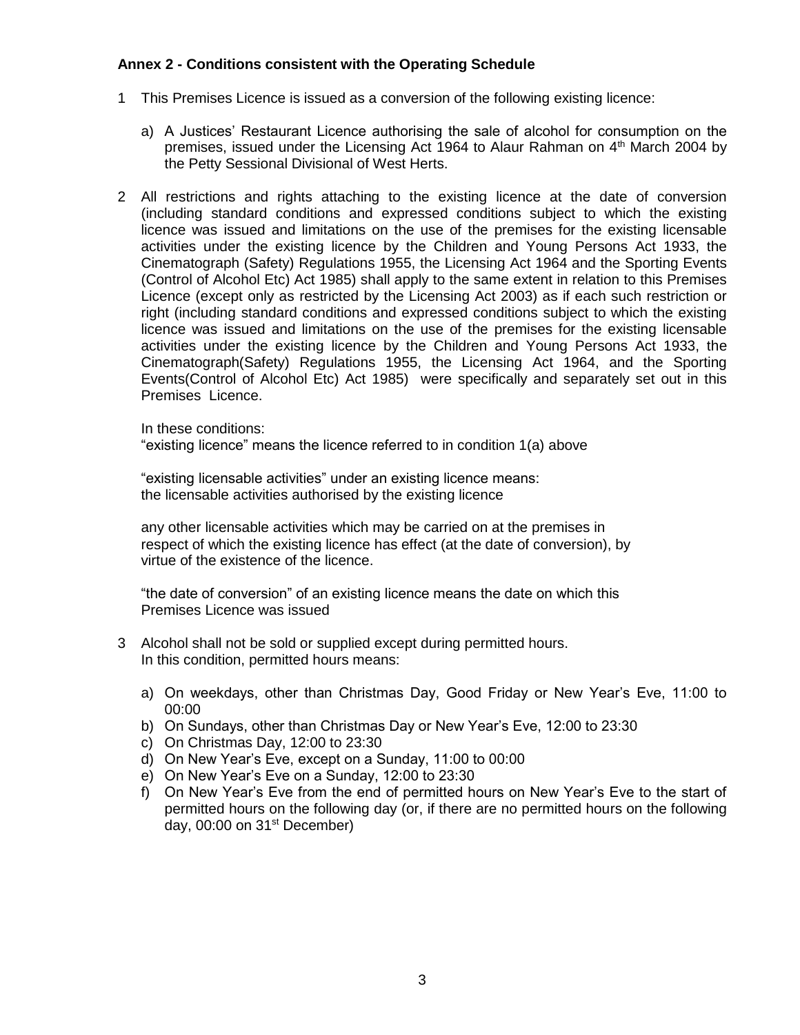### Annex 2 - Conditions consistent with the Operating Schedule

1 This Premises Licence is issued as a conversion of the following existing licence:

   a) A Justices' Restaurant Licence authorising the sale of alcohol for consumption on the premises, issued under the Licensing Act 1964 to Alaur Rahman on 4th March 2004 by the Petty Sessional Divisional of West Herts.

2 All restrictions and rights attaching to the existing licence at the date of conversion (including standard conditions and expressed conditions subject to which the existing licence was issued and limitations on the use of the premises for the existing licensable activities under the existing licence by the Children and Young Persons Act 1933, the Cinematograph (Safety) Regulations 1955, the Licensing Act 1964 and the Sporting Events (Control of Alcohol Etc) Act 1985) shall apply to the same extent in relation to this Premises Licence (except only as restricted by the Licensing Act 2003) as if each such restriction or right (including standard conditions and expressed conditions subject to which the existing licence was issued and limitations on the use of the premises for the existing licensable activities under the existing licence by the Children and Young Persons Act 1933, the Cinematograph(Safety) Regulations 1955, the Licensing Act 1964, and the Sporting Events(Control of Alcohol Etc) Act 1985) were specifically and separately set out in this Premises Licence.

   In these conditions:
   "existing licence" means the licence referred to in condition 1(a) above

   "existing licensable activities" under an existing licence means:
   the licensable activities authorised by the existing licence

   any other licensable activities which may be carried on at the premises in respect of which the existing licence has effect (at the date of conversion), by virtue of the existence of the licence.

   "the date of conversion" of an existing licence means the date on which this Premises Licence was issued

3 Alcohol shall not be sold or supplied except during permitted hours.
   In this condition, permitted hours means:

   a) On weekdays, other than Christmas Day, Good Friday or New Year's Eve, 11:00 to 00:00
   b) On Sundays, other than Christmas Day or New Year's Eve, 12:00 to 23:30
   c) On Christmas Day, 12:00 to 23:30
   d) On New Year's Eve, except on a Sunday, 11:00 to 00:00
   e) On New Year's Eve on a Sunday, 12:00 to 23:30
   f) On New Year's Eve from the end of permitted hours on New Year's Eve to the start of permitted hours on the following day (or, if there are no permitted hours on the following day, 00:00 on 31st December)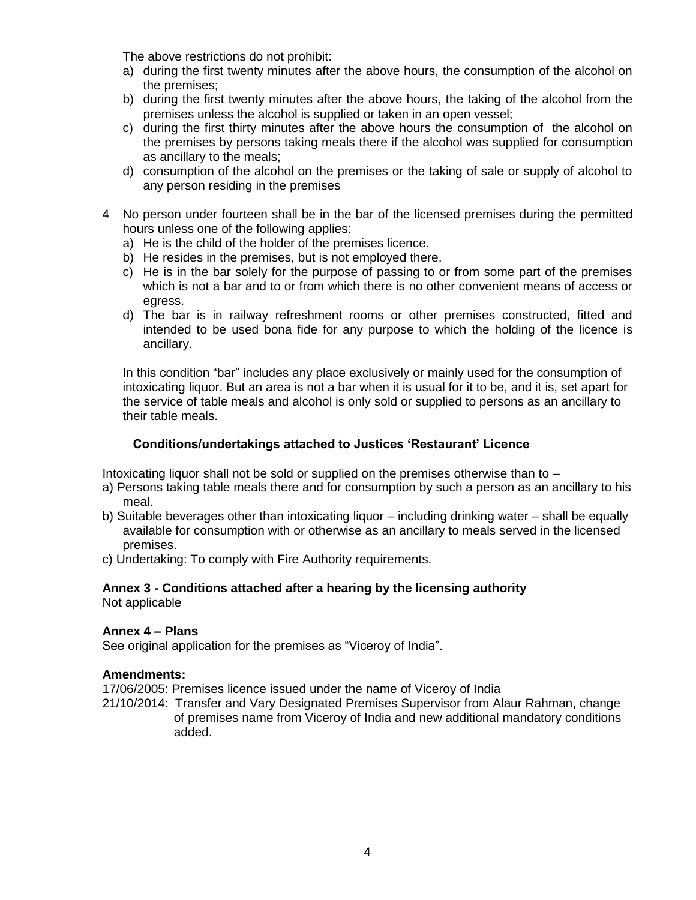The above restrictions do not prohibit:

a) during the first twenty minutes after the above hours, the consumption of the alcohol on the premises;
b) during the first twenty minutes after the above hours, the taking of the alcohol from the premises unless the alcohol is supplied or taken in an open vessel;
c) during the first thirty minutes after the above hours the consumption of the alcohol on the premises by persons taking meals there if the alcohol was supplied for consumption as ancillary to the meals;
d) consumption of the alcohol on the premises or the taking of sale or supply of alcohol to any person residing in the premises

4 No person under fourteen shall be in the bar of the licensed premises during the permitted hours unless one of the following applies:

a) He is the child of the holder of the premises licence.
b) He resides in the premises, but is not employed there.
c) He is in the bar solely for the purpose of passing to or from some part of the premises which is not a bar and to or from which there is no other convenient means of access or egress.
d) The bar is in railway refreshment rooms or other premises constructed, fitted and intended to be used bona fide for any purpose to which the holding of the licence is ancillary.

In this condition "bar" includes any place exclusively or mainly used for the consumption of intoxicating liquor. But an area is not a bar when it is usual for it to be, and it is, set apart for the service of table meals and alcohol is only sold or supplied to persons as an ancillary to their table meals.

### Conditions/undertakings attached to Justices 'Restaurant' Licence

Intoxicating liquor shall not be sold or supplied on the premises otherwise than to –

a) Persons taking table meals there and for consumption by such a person as an ancillary to his meal.
b) Suitable beverages other than intoxicating liquor – including drinking water – shall be equally available for consumption with or otherwise as an ancillary to meals served in the licensed premises.
c) Undertaking: To comply with Fire Authority requirements.

**Annex 3 - Conditions attached after a hearing by the licensing authority**
Not applicable

**Annex 4 – Plans**
See original application for the premises as "Viceroy of India".

**Amendments:**
17/06/2005: Premises licence issued under the name of Viceroy of India
21/10/2014: Transfer and Vary Designated Premises Supervisor from Alaur Rahman, change of premises name from Viceroy of India and new additional mandatory conditions added.